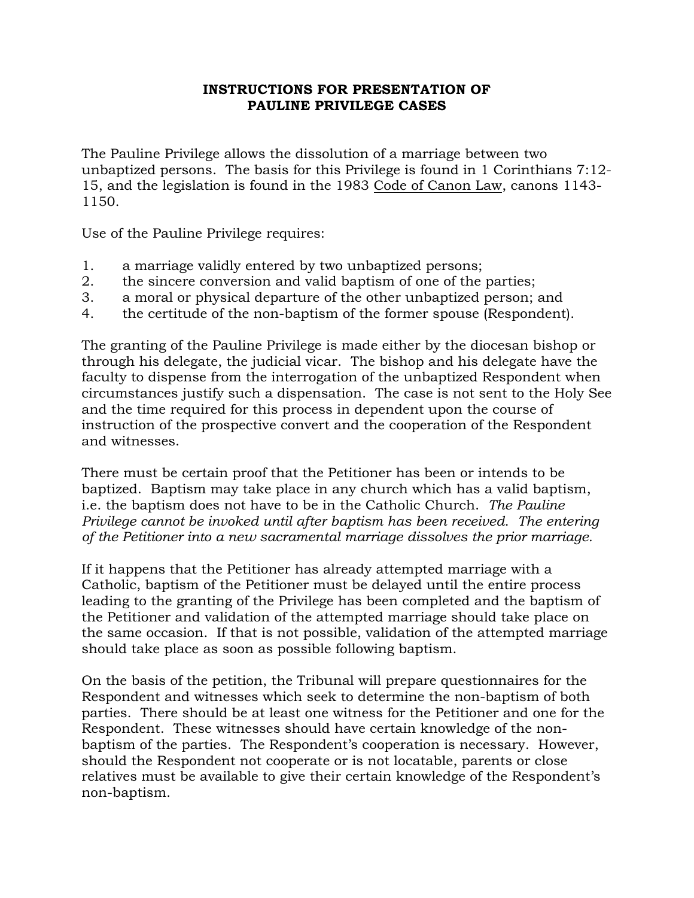# INSTRUCTIONS FOR PRESENTATION OF PAULINE PRIVILEGE CASES

The Pauline Privilege allows the dissolution of a marriage between two unbaptized persons. The basis for this Privilege is found in 1 Corinthians 7:12-15, and the legislation is found in the 1983 Code of Canon Law, canons 1143-1150.

Use of the Pauline Privilege requires:

1. a marriage validly entered by two unbaptized persons;
2. the sincere conversion and valid baptism of one of the parties;
3. a moral or physical departure of the other unbaptized person; and
4. the certitude of the non-baptism of the former spouse (Respondent).

The granting of the Pauline Privilege is made either by the diocesan bishop or through his delegate, the judicial vicar. The bishop and his delegate have the faculty to dispense from the interrogation of the unbaptized Respondent when circumstances justify such a dispensation. The case is not sent to the Holy See and the time required for this process in dependent upon the course of instruction of the prospective convert and the cooperation of the Respondent and witnesses.

There must be certain proof that the Petitioner has been or intends to be baptized. Baptism may take place in any church which has a valid baptism, i.e. the baptism does not have to be in the Catholic Church. *The Pauline Privilege cannot be invoked until after baptism has been received. The entering of the Petitioner into a new sacramental marriage dissolves the prior marriage.*

If it happens that the Petitioner has already attempted marriage with a Catholic, baptism of the Petitioner must be delayed until the entire process leading to the granting of the Privilege has been completed and the baptism of the Petitioner and validation of the attempted marriage should take place on the same occasion. If that is not possible, validation of the attempted marriage should take place as soon as possible following baptism.

On the basis of the petition, the Tribunal will prepare questionnaires for the Respondent and witnesses which seek to determine the non-baptism of both parties. There should be at least one witness for the Petitioner and one for the Respondent. These witnesses should have certain knowledge of the non-baptism of the parties. The Respondent's cooperation is necessary. However, should the Respondent not cooperate or is not locatable, parents or close relatives must be available to give their certain knowledge of the Respondent's non-baptism.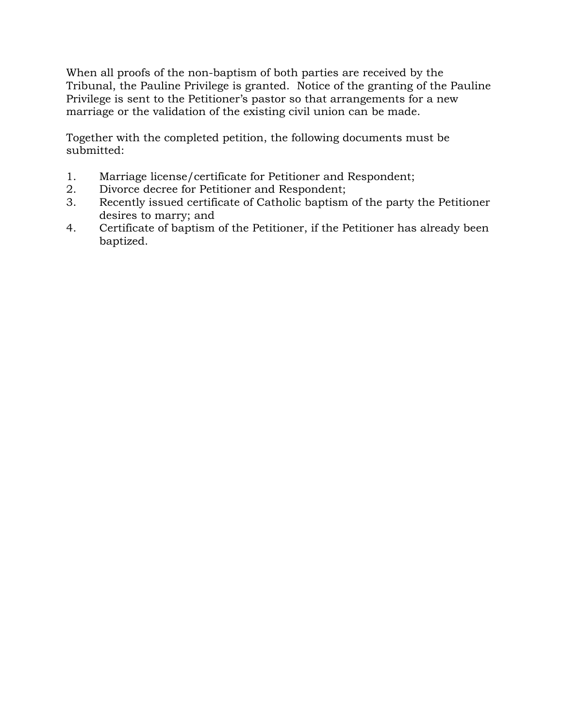When all proofs of the non-baptism of both parties are received by the Tribunal, the Pauline Privilege is granted. Notice of the granting of the Pauline Privilege is sent to the Petitioner's pastor so that arrangements for a new marriage or the validation of the existing civil union can be made.

Together with the completed petition, the following documents must be submitted:

1. Marriage license/certificate for Petitioner and Respondent;
2. Divorce decree for Petitioner and Respondent;
3. Recently issued certificate of Catholic baptism of the party the Petitioner desires to marry; and
4. Certificate of baptism of the Petitioner, if the Petitioner has already been baptized.